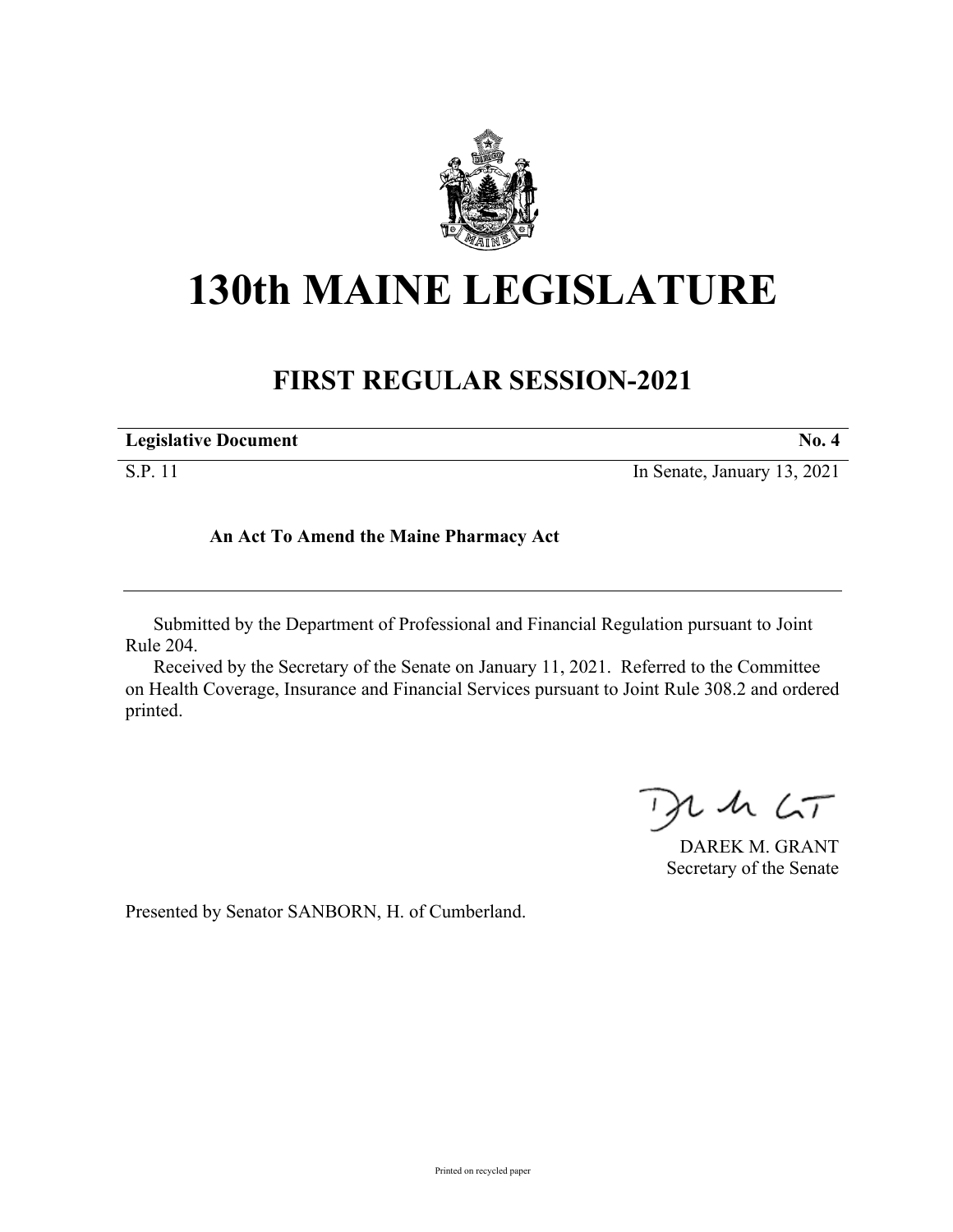# 130th MAINE LEGISLATURE

## FIRST REGULAR SESSION-2021

**Legislative Document** **No. 4**

S.P. 11 In Senate, January 13, 2021

**An Act To Amend the Maine Pharmacy Act**

Submitted by the Department of Professional and Financial Regulation pursuant to Joint Rule 204.

Received by the Secretary of the Senate on January 11, 2021. Referred to the Committee on Health Coverage, Insurance and Financial Services pursuant to Joint Rule 308.2 and ordered printed.

DAREK M. GRANT
Secretary of the Senate

Presented by Senator SANBORN, H. of Cumberland.

Printed on recycled paper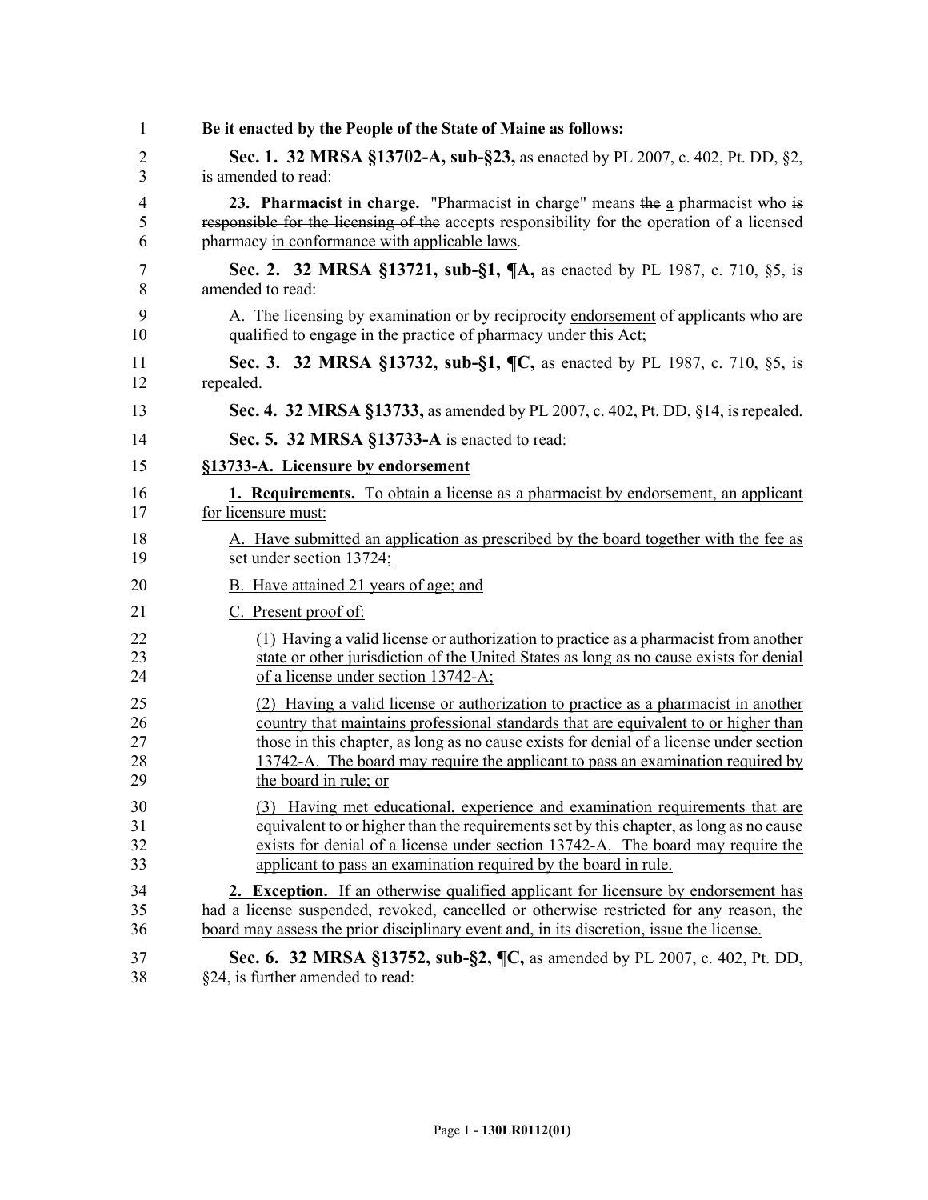**Be it enacted by the People of the State of Maine as follows:**

**Sec. 1. 32 MRSA §13702-A, sub-§23,** as enacted by PL 2007, c. 402, Pt. DD, §2, is amended to read:

**23. Pharmacist in charge.** "Pharmacist in charge" means ~~the~~ <u>a</u> pharmacist who ~~is responsible for the licensing of the~~ <u>accepts responsibility for the operation of a licensed</u> pharmacy <u>in conformance with applicable laws</u>.

**Sec. 2. 32 MRSA §13721, sub-§1, ¶A,** as enacted by PL 1987, c. 710, §5, is amended to read:

A. The licensing by examination or by ~~reciprocity~~ <u>endorsement</u> of applicants who are qualified to engage in the practice of pharmacy under this Act;

**Sec. 3. 32 MRSA §13732, sub-§1, ¶C,** as enacted by PL 1987, c. 710, §5, is repealed.

**Sec. 4. 32 MRSA §13733,** as amended by PL 2007, c. 402, Pt. DD, §14, is repealed.

**Sec. 5. 32 MRSA §13733-A** is enacted to read:

<u>**§13733-A. Licensure by endorsement**</u>

<u>**1. Requirements.** To obtain a license as a pharmacist by endorsement, an applicant for licensure must:</u>

<u>A. Have submitted an application as prescribed by the board together with the fee as set under section 13724;</u>

<u>B. Have attained 21 years of age; and</u>

<u>C. Present proof of:</u>

<u>(1) Having a valid license or authorization to practice as a pharmacist from another state or other jurisdiction of the United States as long as no cause exists for denial of a license under section 13742-A;</u>

<u>(2) Having a valid license or authorization to practice as a pharmacist in another country that maintains professional standards that are equivalent to or higher than those in this chapter, as long as no cause exists for denial of a license under section 13742-A. The board may require the applicant to pass an examination required by the board in rule; or</u>

<u>(3) Having met educational, experience and examination requirements that are equivalent to or higher than the requirements set by this chapter, as long as no cause exists for denial of a license under section 13742-A. The board may require the applicant to pass an examination required by the board in rule.</u>

<u>**2. Exception.** If an otherwise qualified applicant for licensure by endorsement has had a license suspended, revoked, cancelled or otherwise restricted for any reason, the board may assess the prior disciplinary event and, in its discretion, issue the license.</u>

**Sec. 6. 32 MRSA §13752, sub-§2, ¶C,** as amended by PL 2007, c. 402, Pt. DD, §24, is further amended to read: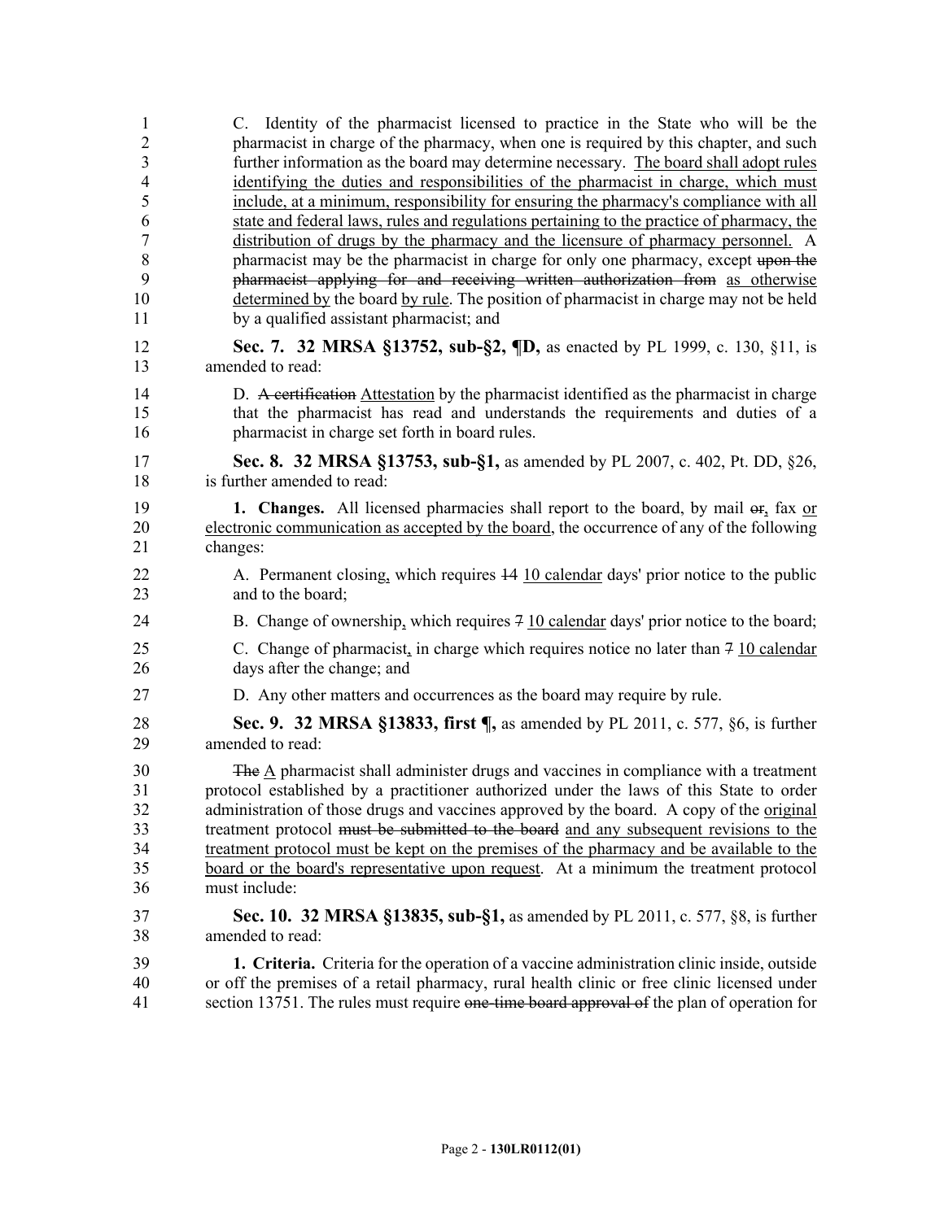C. Identity of the pharmacist licensed to practice in the State who will be the pharmacist in charge of the pharmacy, when one is required by this chapter, and such further information as the board may determine necessary. The board shall adopt rules identifying the duties and responsibilities of the pharmacist in charge, which must include, at a minimum, responsibility for ensuring the pharmacy's compliance with all state and federal laws, rules and regulations pertaining to the practice of pharmacy, the distribution of drugs by the pharmacy and the licensure of pharmacy personnel. A pharmacist may be the pharmacist in charge for only one pharmacy, except ~~upon the pharmacist applying for and receiving written authorization from~~ as otherwise determined by the board by rule. The position of pharmacist in charge may not be held by a qualified assistant pharmacist; and

**Sec. 7. 32 MRSA §13752, sub-§2, ¶D,** as enacted by PL 1999, c. 130, §11, is amended to read:

D. ~~A certification~~ Attestation by the pharmacist identified as the pharmacist in charge that the pharmacist has read and understands the requirements and duties of a pharmacist in charge set forth in board rules.

**Sec. 8. 32 MRSA §13753, sub-§1,** as amended by PL 2007, c. 402, Pt. DD, §26, is further amended to read:

**1. Changes.** All licensed pharmacies shall report to the board, by mail ~~or~~, fax or electronic communication as accepted by the board, the occurrence of any of the following changes:

A. Permanent closing, which requires ~~14~~ 10 calendar days' prior notice to the public and to the board;

B. Change of ownership, which requires ~~7~~ 10 calendar days' prior notice to the board;

C. Change of pharmacist, in charge which requires notice no later than ~~7~~ 10 calendar days after the change; and

D. Any other matters and occurrences as the board may require by rule.

**Sec. 9. 32 MRSA §13833, first ¶,** as amended by PL 2011, c. 577, §6, is further amended to read:

~~The~~ A pharmacist shall administer drugs and vaccines in compliance with a treatment protocol established by a practitioner authorized under the laws of this State to order administration of those drugs and vaccines approved by the board. A copy of the original treatment protocol ~~must be submitted to the board~~ and any subsequent revisions to the treatment protocol must be kept on the premises of the pharmacy and be available to the board or the board's representative upon request. At a minimum the treatment protocol must include:

**Sec. 10. 32 MRSA §13835, sub-§1,** as amended by PL 2011, c. 577, §8, is further amended to read:

**1. Criteria.** Criteria for the operation of a vaccine administration clinic inside, outside or off the premises of a retail pharmacy, rural health clinic or free clinic licensed under section 13751. The rules must require ~~one-time board approval of~~ the plan of operation for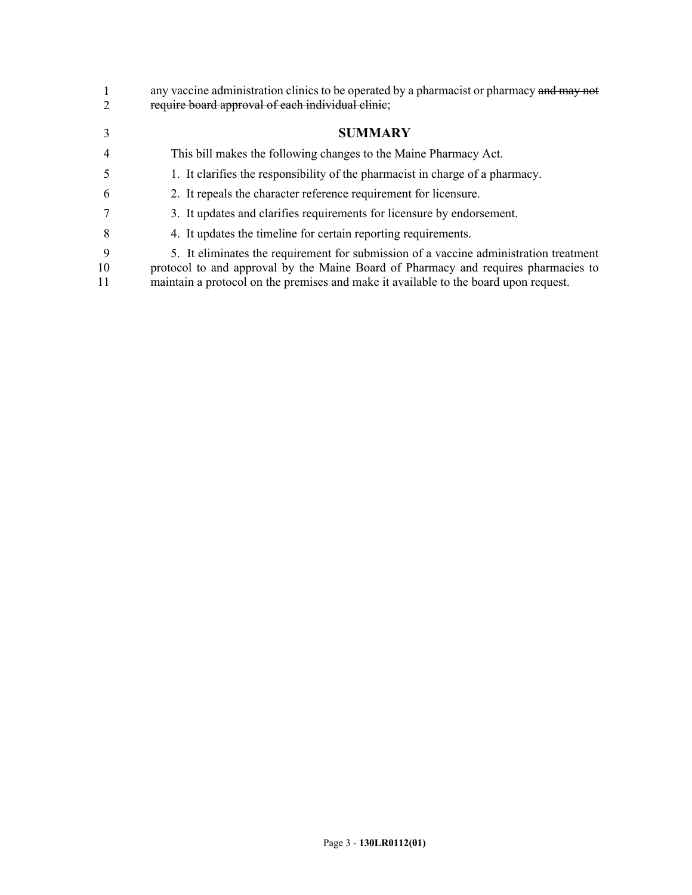any vaccine administration clinics to be operated by a pharmacist or pharmacy ~~and may not require board approval of each individual clinic~~;

## SUMMARY

This bill makes the following changes to the Maine Pharmacy Act.

1. It clarifies the responsibility of the pharmacist in charge of a pharmacy.

2. It repeals the character reference requirement for licensure.

3. It updates and clarifies requirements for licensure by endorsement.

4. It updates the timeline for certain reporting requirements.

5. It eliminates the requirement for submission of a vaccine administration treatment protocol to and approval by the Maine Board of Pharmacy and requires pharmacies to maintain a protocol on the premises and make it available to the board upon request.